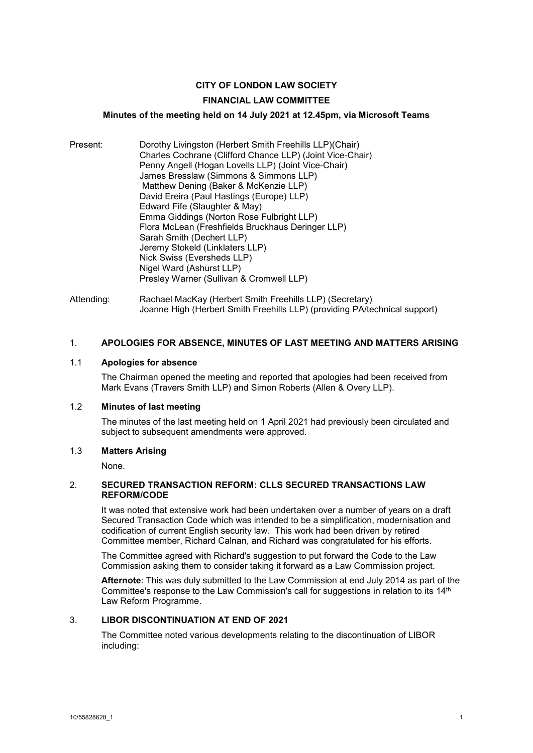**CITY OF LONDON LAW SOCIETY**

**FINANCIAL LAW COMMITTEE**

**Minutes of the meeting held on 14 July 2021 at 12.45pm, via Microsoft Teams**

Present:
Dorothy Livingston (Herbert Smith Freehills LLP)(Chair)
Charles Cochrane (Clifford Chance LLP) (Joint Vice-Chair)
Penny Angell (Hogan Lovells LLP) (Joint Vice-Chair)
James Bresslaw (Simmons & Simmons LLP)
Matthew Dening (Baker & McKenzie LLP)
David Ereira (Paul Hastings (Europe) LLP)
Edward Fife (Slaughter & May)
Emma Giddings (Norton Rose Fulbright LLP)
Flora McLean (Freshfields Bruckhaus Deringer LLP)
Sarah Smith (Dechert LLP)
Jeremy Stokeld (Linklaters LLP)
Nick Swiss (Eversheds LLP)
Nigel Ward (Ashurst LLP)
Presley Warner (Sullivan & Cromwell LLP)

Attending:
Rachael MacKay (Herbert Smith Freehills LLP) (Secretary)
Joanne High (Herbert Smith Freehills LLP) (providing PA/technical support)

## 1. APOLOGIES FOR ABSENCE, MINUTES OF LAST MEETING AND MATTERS ARISING

### 1.1 Apologies for absence

The Chairman opened the meeting and reported that apologies had been received from Mark Evans (Travers Smith LLP) and Simon Roberts (Allen & Overy LLP).

### 1.2 Minutes of last meeting

The minutes of the last meeting held on 1 April 2021 had previously been circulated and subject to subsequent amendments were approved.

### 1.3 Matters Arising

None.

## 2. SECURED TRANSACTION REFORM: CLLS SECURED TRANSACTIONS LAW REFORM/CODE

It was noted that extensive work had been undertaken over a number of years on a draft Secured Transaction Code which was intended to be a simplification, modernisation and codification of current English security law. This work had been driven by retired Committee member, Richard Calnan, and Richard was congratulated for his efforts.

The Committee agreed with Richard's suggestion to put forward the Code to the Law Commission asking them to consider taking it forward as a Law Commission project.

**Afternote**: This was duly submitted to the Law Commission at end July 2014 as part of the Committee's response to the Law Commission's call for suggestions in relation to its 14th Law Reform Programme.

## 3. LIBOR DISCONTINUATION AT END OF 2021

The Committee noted various developments relating to the discontinuation of LIBOR including: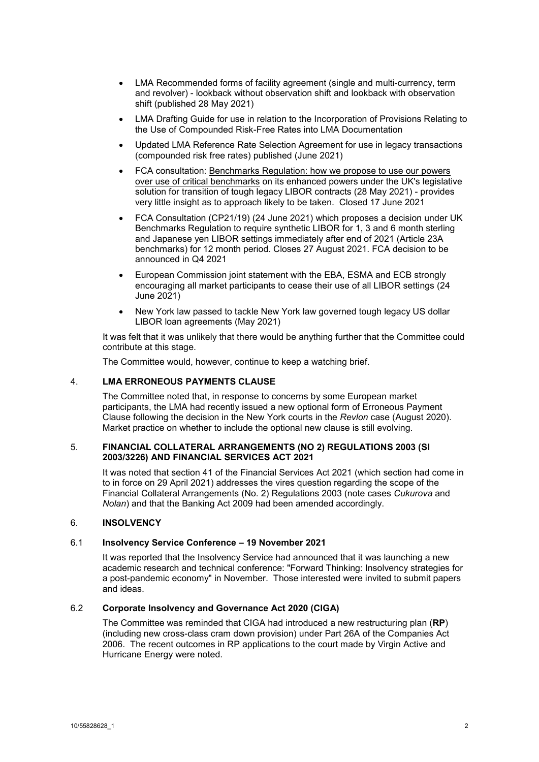- LMA Recommended forms of facility agreement (single and multi-currency, term and revolver) - lookback without observation shift and lookback with observation shift (published 28 May 2021)
- LMA Drafting Guide for use in relation to the Incorporation of Provisions Relating to the Use of Compounded Risk-Free Rates into LMA Documentation
- Updated LMA Reference Rate Selection Agreement for use in legacy transactions (compounded risk free rates) published (June 2021)
- FCA consultation: Benchmarks Regulation: how we propose to use our powers over use of critical benchmarks on its enhanced powers under the UK's legislative solution for transition of tough legacy LIBOR contracts (28 May 2021) - provides very little insight as to approach likely to be taken. Closed 17 June 2021
- FCA Consultation (CP21/19) (24 June 2021) which proposes a decision under UK Benchmarks Regulation to require synthetic LIBOR for 1, 3 and 6 month sterling and Japanese yen LIBOR settings immediately after end of 2021 (Article 23A benchmarks) for 12 month period. Closes 27 August 2021. FCA decision to be announced in Q4 2021
- European Commission joint statement with the EBA, ESMA and ECB strongly encouraging all market participants to cease their use of all LIBOR settings (24 June 2021)
- New York law passed to tackle New York law governed tough legacy US dollar LIBOR loan agreements (May 2021)

It was felt that it was unlikely that there would be anything further that the Committee could contribute at this stage.

The Committee would, however, continue to keep a watching brief.

## 4. LMA ERRONEOUS PAYMENTS CLAUSE

The Committee noted that, in response to concerns by some European market participants, the LMA had recently issued a new optional form of Erroneous Payment Clause following the decision in the New York courts in the *Revlon* case (August 2020). Market practice on whether to include the optional new clause is still evolving.

## 5. FINANCIAL COLLATERAL ARRANGEMENTS (NO 2) REGULATIONS 2003 (SI 2003/3226) AND FINANCIAL SERVICES ACT 2021

It was noted that section 41 of the Financial Services Act 2021 (which section had come in to in force on 29 April 2021) addresses the vires question regarding the scope of the Financial Collateral Arrangements (No. 2) Regulations 2003 (note cases *Cukurova* and *Nolan*) and that the Banking Act 2009 had been amended accordingly.

## 6. INSOLVENCY

### 6.1 Insolvency Service Conference – 19 November 2021

It was reported that the Insolvency Service had announced that it was launching a new academic research and technical conference: "Forward Thinking: Insolvency strategies for a post-pandemic economy" in November. Those interested were invited to submit papers and ideas.

### 6.2 Corporate Insolvency and Governance Act 2020 (CIGA)

The Committee was reminded that CIGA had introduced a new restructuring plan (**RP**) (including new cross-class cram down provision) under Part 26A of the Companies Act 2006. The recent outcomes in RP applications to the court made by Virgin Active and Hurricane Energy were noted.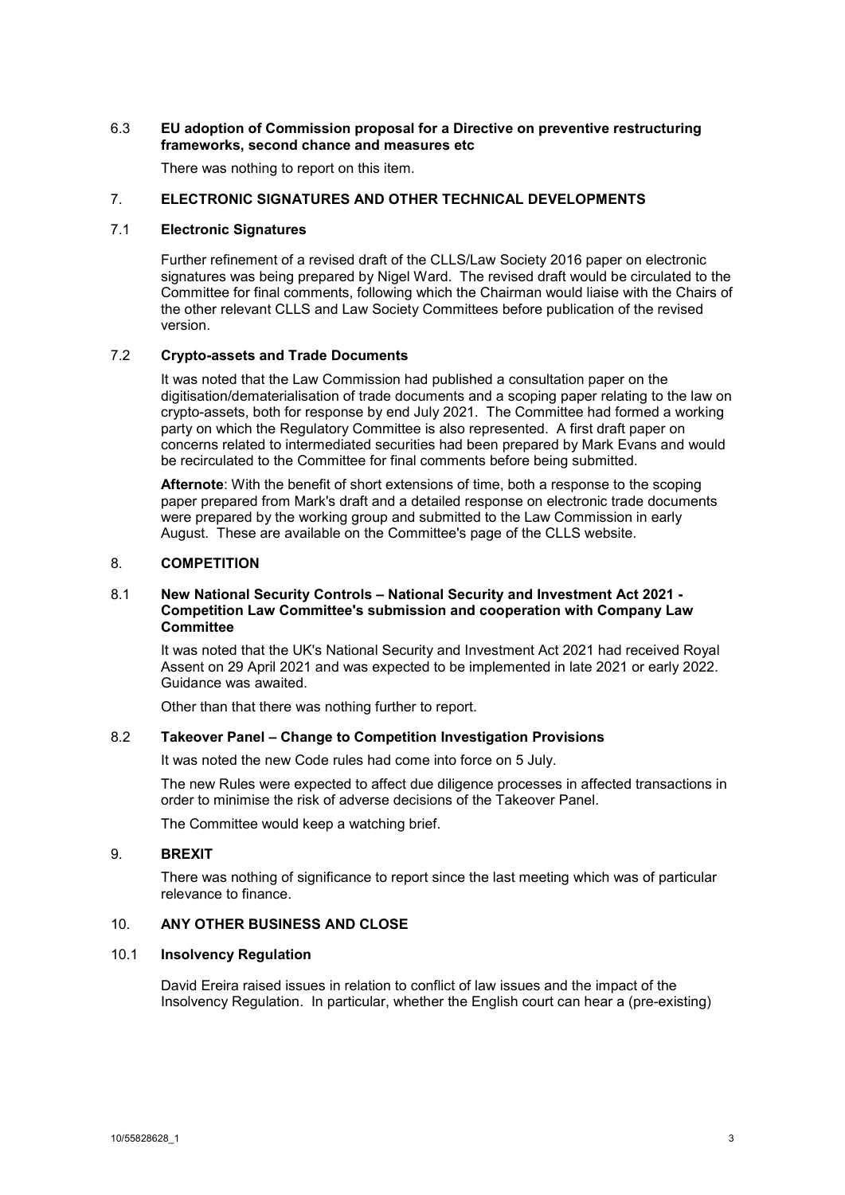### 6.3 EU adoption of Commission proposal for a Directive on preventive restructuring frameworks, second chance and measures etc

There was nothing to report on this item.

## 7. ELECTRONIC SIGNATURES AND OTHER TECHNICAL DEVELOPMENTS

### 7.1 Electronic Signatures

Further refinement of a revised draft of the CLLS/Law Society 2016 paper on electronic signatures was being prepared by Nigel Ward. The revised draft would be circulated to the Committee for final comments, following which the Chairman would liaise with the Chairs of the other relevant CLLS and Law Society Committees before publication of the revised version.

### 7.2 Crypto-assets and Trade Documents

It was noted that the Law Commission had published a consultation paper on the digitisation/dematerialisation of trade documents and a scoping paper relating to the law on crypto-assets, both for response by end July 2021. The Committee had formed a working party on which the Regulatory Committee is also represented. A first draft paper on concerns related to intermediated securities had been prepared by Mark Evans and would be recirculated to the Committee for final comments before being submitted.

**Afternote**: With the benefit of short extensions of time, both a response to the scoping paper prepared from Mark's draft and a detailed response on electronic trade documents were prepared by the working group and submitted to the Law Commission in early August. These are available on the Committee's page of the CLLS website.

## 8. COMPETITION

### 8.1 New National Security Controls – National Security and Investment Act 2021 - Competition Law Committee's submission and cooperation with Company Law Committee

It was noted that the UK's National Security and Investment Act 2021 had received Royal Assent on 29 April 2021 and was expected to be implemented in late 2021 or early 2022. Guidance was awaited.

Other than that there was nothing further to report.

### 8.2 Takeover Panel – Change to Competition Investigation Provisions

It was noted the new Code rules had come into force on 5 July.

The new Rules were expected to affect due diligence processes in affected transactions in order to minimise the risk of adverse decisions of the Takeover Panel.

The Committee would keep a watching brief.

## 9. BREXIT

There was nothing of significance to report since the last meeting which was of particular relevance to finance.

## 10. ANY OTHER BUSINESS AND CLOSE

### 10.1 Insolvency Regulation

David Ereira raised issues in relation to conflict of law issues and the impact of the Insolvency Regulation. In particular, whether the English court can hear a (pre-existing)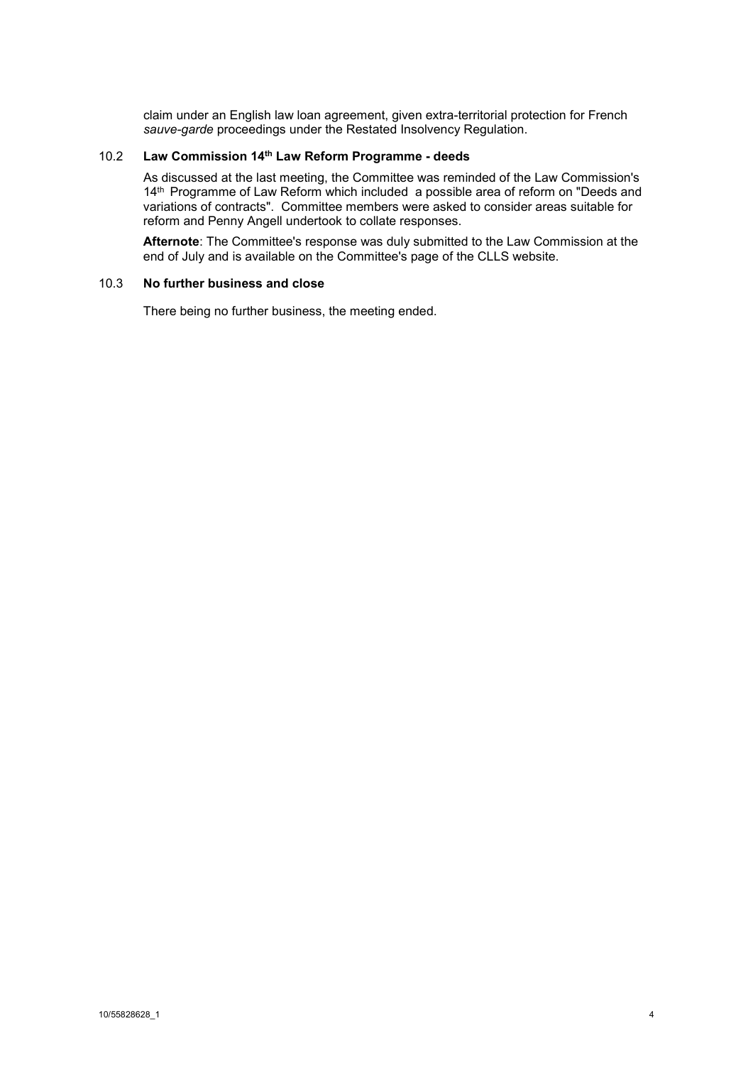claim under an English law loan agreement, given extra-territorial protection for French *sauve-garde* proceedings under the Restated Insolvency Regulation.

10.2 **Law Commission 14th Law Reform Programme - deeds**

As discussed at the last meeting, the Committee was reminded of the Law Commission's 14th Programme of Law Reform which included a possible area of reform on "Deeds and variations of contracts". Committee members were asked to consider areas suitable for reform and Penny Angell undertook to collate responses.

**Afternote**: The Committee's response was duly submitted to the Law Commission at the end of July and is available on the Committee's page of the CLLS website.

10.3 **No further business and close**

There being no further business, the meeting ended.

10/55828628_1